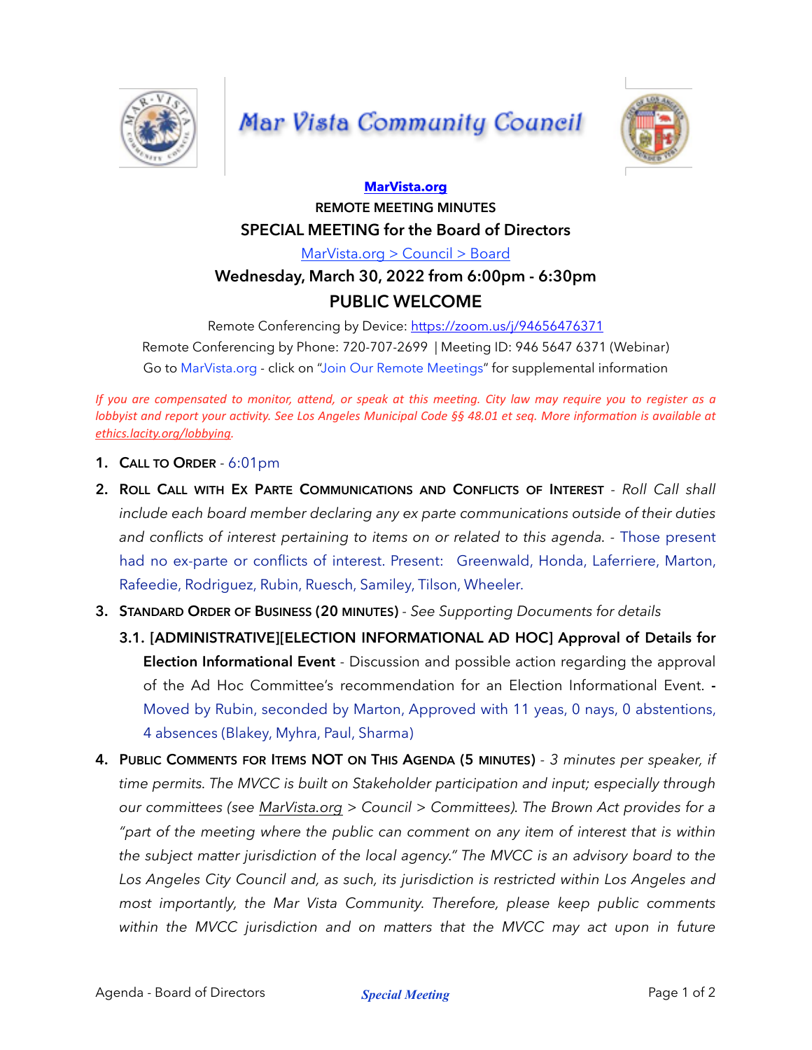# Mar Vista Community Council

**MarVista.org**

**REMOTE MEETING MINUTES**

## SPECIAL MEETING for the Board of Directors

MarVista.org > Council > Board

### Wednesday, March 30, 2022 from 6:00pm - 6:30pm

## PUBLIC WELCOME

Remote Conferencing by Device: https://zoom.us/j/94656476371

Remote Conferencing by Phone: 720-707-2699 | Meeting ID: 946 5647 6371 (Webinar)

Go to MarVista.org - click on "Join Our Remote Meetings" for supplemental information

*If you are compensated to monitor, attend, or speak at this meeting. City law may require you to register as a lobbyist and report your activity. See Los Angeles Municipal Code §§ 48.01 et seq. More information is available at ethics.lacity.org/lobbying.*

1. **Call to Order** - 6:01pm
2. **Roll Call with Ex Parte Communications and Conflicts of Interest** - *Roll Call shall include each board member declaring any ex parte communications outside of their duties and conflicts of interest pertaining to items on or related to this agenda.* - Those present had no ex-parte or conflicts of interest. Present: Greenwald, Honda, Laferriere, Marton, Rafeedie, Rodriguez, Rubin, Ruesch, Samiley, Tilson, Wheeler.
3. **Standard Order of Business (20 minutes)** - *See Supporting Documents for details*
   - 3.1. **[ADMINISTRATIVE][ELECTION INFORMATIONAL AD HOC] Approval of Details for Election Informational Event** - Discussion and possible action regarding the approval of the Ad Hoc Committee's recommendation for an Election Informational Event. **-** Moved by Rubin, seconded by Marton, Approved with 11 yeas, 0 nays, 0 abstentions, 4 absences (Blakey, Myhra, Paul, Sharma)
4. **Public Comments for Items NOT on This Agenda (5 minutes)** - *3 minutes per speaker, if time permits. The MVCC is built on Stakeholder participation and input; especially through our committees (see MarVista.org > Council > Committees). The Brown Act provides for a "part of the meeting where the public can comment on any item of interest that is within the subject matter jurisdiction of the local agency." The MVCC is an advisory board to the Los Angeles City Council and, as such, its jurisdiction is restricted within Los Angeles and most importantly, the Mar Vista Community. Therefore, please keep public comments within the MVCC jurisdiction and on matters that the MVCC may act upon in future*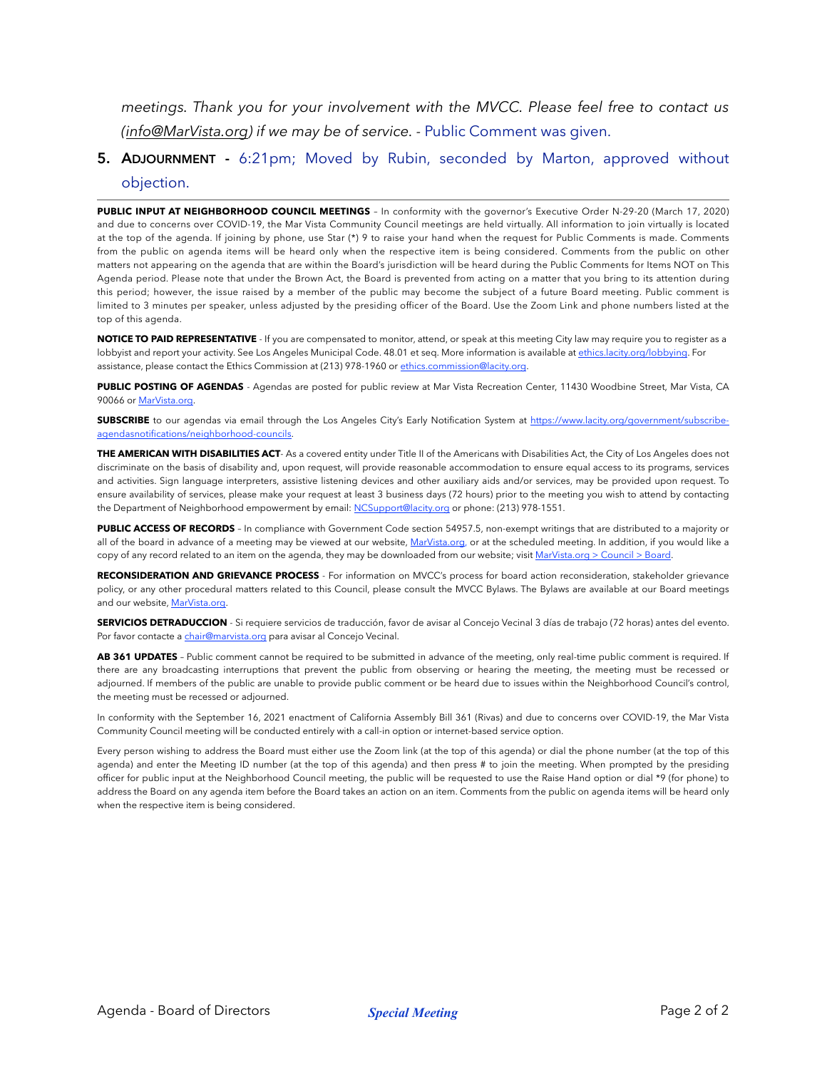*meetings. Thank you for your involvement with the MVCC. Please feel free to contact us (info@MarVista.org) if we may be of service.* - Public Comment was given.

**5. ADJOURNMENT -** 6:21pm; Moved by Rubin, seconded by Marton, approved without objection.

---

**PUBLIC INPUT AT NEIGHBORHOOD COUNCIL MEETINGS** – In conformity with the governor's Executive Order N-29-20 (March 17, 2020) and due to concerns over COVID-19, the Mar Vista Community Council meetings are held virtually. All information to join virtually is located at the top of the agenda. If joining by phone, use Star (*) 9 to raise your hand when the request for Public Comments is made. Comments from the public on agenda items will be heard only when the respective item is being considered. Comments from the public on other matters not appearing on the agenda that are within the Board's jurisdiction will be heard during the Public Comments for Items NOT on This Agenda period. Please note that under the Brown Act, the Board is prevented from acting on a matter that you bring to its attention during this period; however, the issue raised by a member of the public may become the subject of a future Board meeting. Public comment is limited to 3 minutes per speaker, unless adjusted by the presiding officer of the Board. Use the Zoom Link and phone numbers listed at the top of this agenda.

**NOTICE TO PAID REPRESENTATIVE** - If you are compensated to monitor, attend, or speak at this meeting City law may require you to register as a lobbyist and report your activity. See Los Angeles Municipal Code. 48.01 et seq. More information is available at ethics.lacity.org/lobbying. For assistance, please contact the Ethics Commission at (213) 978-1960 or ethics.commission@lacity.org.

**PUBLIC POSTING OF AGENDAS** - Agendas are posted for public review at Mar Vista Recreation Center, 11430 Woodbine Street, Mar Vista, CA 90066 or MarVista.org.

**SUBSCRIBE** to our agendas via email through the Los Angeles City's Early Notification System at https://www.lacity.org/government/subscribe-agendasnotifications/neighborhood-councils.

**THE AMERICAN WITH DISABILITIES ACT**- As a covered entity under Title II of the Americans with Disabilities Act, the City of Los Angeles does not discriminate on the basis of disability and, upon request, will provide reasonable accommodation to ensure equal access to its programs, services and activities. Sign language interpreters, assistive listening devices and other auxiliary aids and/or services, may be provided upon request. To ensure availability of services, please make your request at least 3 business days (72 hours) prior to the meeting you wish to attend by contacting the Department of Neighborhood empowerment by email: NCSupport@lacity.org or phone: (213) 978-1551.

**PUBLIC ACCESS OF RECORDS** – In compliance with Government Code section 54957.5, non-exempt writings that are distributed to a majority or all of the board in advance of a meeting may be viewed at our website, MarVista.org, or at the scheduled meeting. In addition, if you would like a copy of any record related to an item on the agenda, they may be downloaded from our website; visit MarVista.org > Council > Board.

**RECONSIDERATION AND GRIEVANCE PROCESS** - For information on MVCC's process for board action reconsideration, stakeholder grievance policy, or any other procedural matters related to this Council, please consult the MVCC Bylaws. The Bylaws are available at our Board meetings and our website, MarVista.org.

**SERVICIOS DETRADUCCION** - Si requiere servicios de traducción, favor de avisar al Concejo Vecinal 3 días de trabajo (72 horas) antes del evento. Por favor contacte a chair@marvista.org para avisar al Concejo Vecinal.

**AB 361 UPDATES** – Public comment cannot be required to be submitted in advance of the meeting, only real-time public comment is required. If there are any broadcasting interruptions that prevent the public from observing or hearing the meeting, the meeting must be recessed or adjourned. If members of the public are unable to provide public comment or be heard due to issues within the Neighborhood Council's control, the meeting must be recessed or adjourned.

In conformity with the September 16, 2021 enactment of California Assembly Bill 361 (Rivas) and due to concerns over COVID-19, the Mar Vista Community Council meeting will be conducted entirely with a call-in option or internet-based service option.

Every person wishing to address the Board must either use the Zoom link (at the top of this agenda) or dial the phone number (at the top of this agenda) and enter the Meeting ID number (at the top of this agenda) and then press # to join the meeting. When prompted by the presiding officer for public input at the Neighborhood Council meeting, the public will be requested to use the Raise Hand option or dial *9 (for phone) to address the Board on any agenda item before the Board takes an action on an item. Comments from the public on agenda items will be heard only when the respective item is being considered.